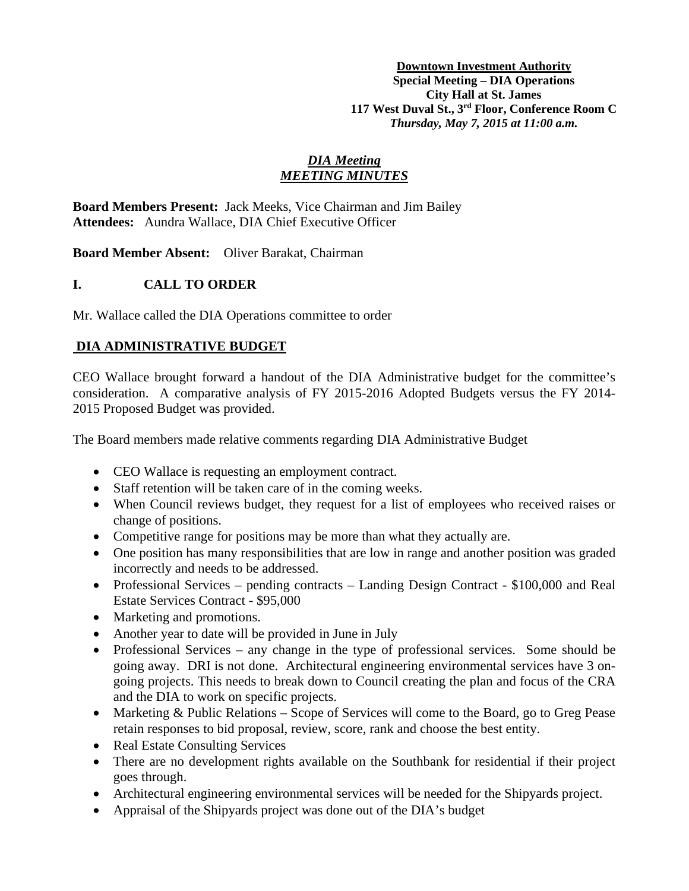**Downtown Investment Authority**
**Special Meeting – DIA Operations**
**City Hall at St. James**
**117 West Duval St., 3rd Floor, Conference Room C**
***Thursday, May 7, 2015 at 11:00 a.m.***

# *DIA Meeting*
# *MEETING MINUTES*

**Board Members Present:** Jack Meeks, Vice Chairman and Jim Bailey
**Attendees:** Aundra Wallace, DIA Chief Executive Officer

**Board Member Absent:** Oliver Barakat, Chairman

## I. CALL TO ORDER

Mr. Wallace called the DIA Operations committee to order

## DIA ADMINISTRATIVE BUDGET

CEO Wallace brought forward a handout of the DIA Administrative budget for the committee's consideration. A comparative analysis of FY 2015-2016 Adopted Budgets versus the FY 2014-2015 Proposed Budget was provided.

The Board members made relative comments regarding DIA Administrative Budget

- CEO Wallace is requesting an employment contract.
- Staff retention will be taken care of in the coming weeks.
- When Council reviews budget, they request for a list of employees who received raises or change of positions.
- Competitive range for positions may be more than what they actually are.
- One position has many responsibilities that are low in range and another position was graded incorrectly and needs to be addressed.
- Professional Services – pending contracts – Landing Design Contract - $100,000 and Real Estate Services Contract - $95,000
- Marketing and promotions.
- Another year to date will be provided in June in July
- Professional Services – any change in the type of professional services. Some should be going away. DRI is not done. Architectural engineering environmental services have 3 on-going projects. This needs to break down to Council creating the plan and focus of the CRA and the DIA to work on specific projects.
- Marketing & Public Relations – Scope of Services will come to the Board, go to Greg Pease retain responses to bid proposal, review, score, rank and choose the best entity.
- Real Estate Consulting Services
- There are no development rights available on the Southbank for residential if their project goes through.
- Architectural engineering environmental services will be needed for the Shipyards project.
- Appraisal of the Shipyards project was done out of the DIA's budget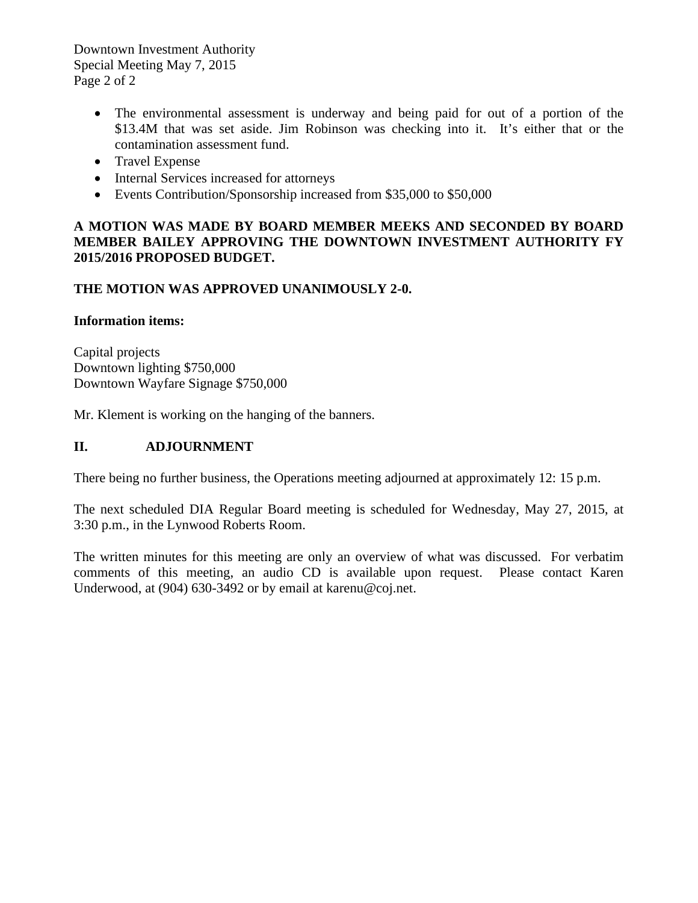- The environmental assessment is underway and being paid for out of a portion of the $13.4M that was set aside. Jim Robinson was checking into it. It's either that or the contamination assessment fund.
- Travel Expense
- Internal Services increased for attorneys
- Events Contribution/Sponsorship increased from $35,000 to $50,000

**A MOTION WAS MADE BY BOARD MEMBER MEEKS AND SECONDED BY BOARD MEMBER BAILEY APPROVING THE DOWNTOWN INVESTMENT AUTHORITY FY 2015/2016 PROPOSED BUDGET.**

**THE MOTION WAS APPROVED UNANIMOUSLY 2-0.**

**Information items:**

Capital projects
Downtown lighting $750,000
Downtown Wayfare Signage $750,000

Mr. Klement is working on the hanging of the banners.

## II. ADJOURNMENT

There being no further business, the Operations meeting adjourned at approximately 12: 15 p.m.

The next scheduled DIA Regular Board meeting is scheduled for Wednesday, May 27, 2015, at 3:30 p.m., in the Lynwood Roberts Room.

The written minutes for this meeting are only an overview of what was discussed. For verbatim comments of this meeting, an audio CD is available upon request. Please contact Karen Underwood, at (904) 630-3492 or by email at karenu@coj.net.